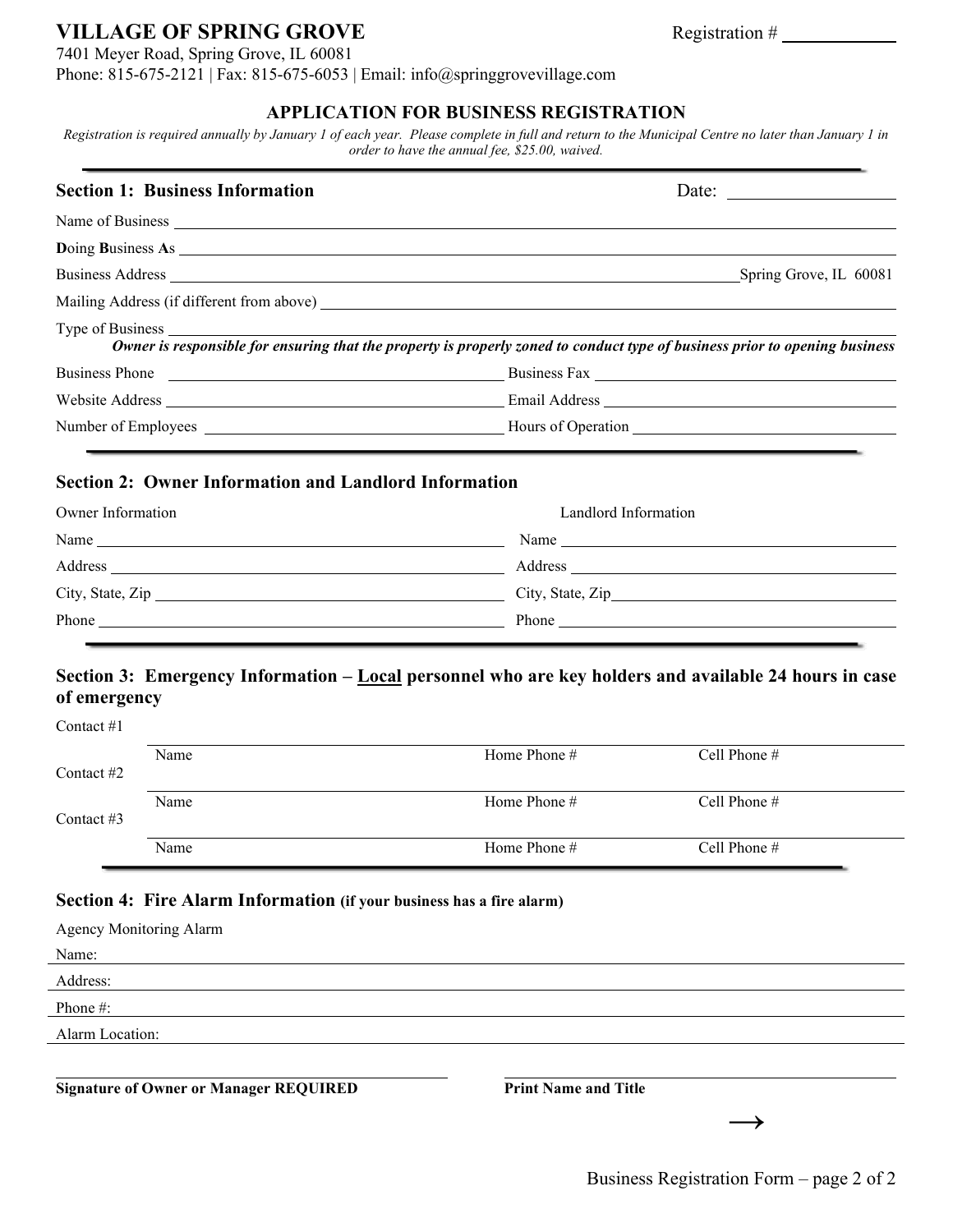# VILLAGE OF SPRING GROVE

Registration # ____________

7401 Meyer Road, Spring Grove, IL 60081
Phone: 815-675-2121 | Fax: 815-675-6053 | Email: info@springgrovevillage.com

## APPLICATION FOR BUSINESS REGISTRATION

*Registration is required annually by January 1 of each year. Please complete in full and return to the Municipal Centre no later than January 1 in order to have the annual fee, $25.00, waived.*

---

### Section 1: Business Information

Date: ____________________

Name of Business ____________________

**D**oing **B**usiness **A**s ____________________

Business Address ____________________ Spring Grove, IL 60081

Mailing Address (if different from above) ____________________

Type of Business ____________________

***Owner is responsible for ensuring that the property is properly zoned to conduct type of business prior to opening business***

Business Phone ____________________ Business Fax ____________________

Website Address ____________________ Email Address ____________________

Number of Employees ____________________ Hours of Operation ____________________

---

### Section 2: Owner Information and Landlord Information

| Owner Information | Landlord Information |
|---|---|
| Name | Name |
| Address | Address |
| City, State, Zip | City, State, Zip |
| Phone | Phone |

---

### Section 3: Emergency Information – Local personnel who are key holders and available 24 hours in case of emergency

| | Name | Home Phone # | Cell Phone # |
|---|---|---|---|
| Contact #1 | | | |
| Contact #2 | | | |
| Contact #3 | | | |

---

### Section 4: Fire Alarm Information (if your business has a fire alarm)

Agency Monitoring Alarm

Name: ____________________

Address: ____________________

Phone #: ____________________

Alarm Location: ____________________

____________________ ____________________

**Signature of Owner or Manager REQUIRED** **Print Name and Title**

→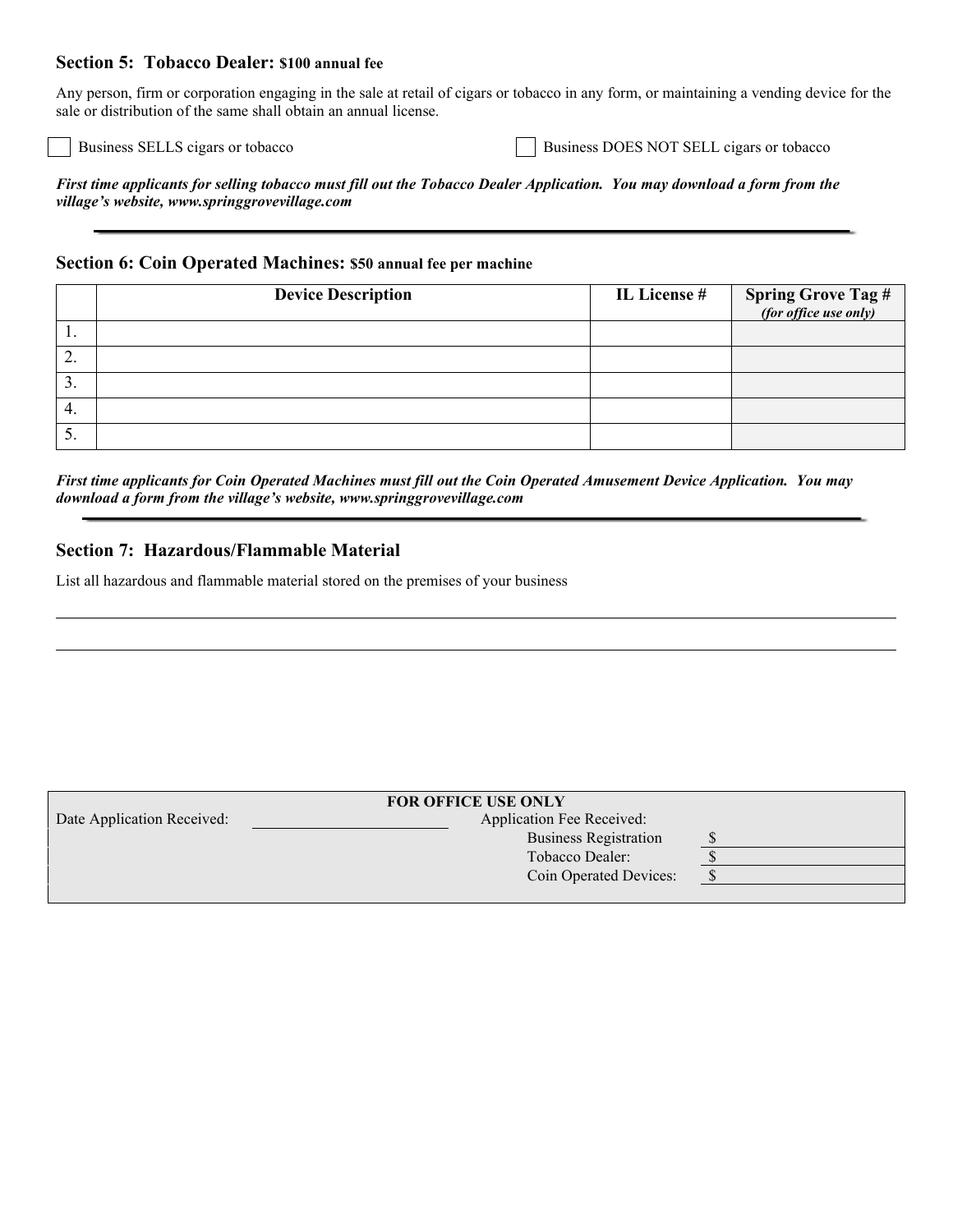## Section 5: Tobacco Dealer: **$100 annual fee**

Any person, firm or corporation engaging in the sale at retail of cigars or tobacco in any form, or maintaining a vending device for the sale or distribution of the same shall obtain an annual license.

☐ Business SELLS cigars or tobacco

☐ Business DOES NOT SELL cigars or tobacco

***First time applicants for selling tobacco must fill out the Tobacco Dealer Application. You may download a form from the village's website, www.springgrovevillage.com***

---

## Section 6: Coin Operated Machines: **$50 annual fee per machine**

| | Device Description | IL License # | Spring Grove Tag # *(for office use only)* |
|---|---|---|---|
| 1. | | | |
| 2. | | | |
| 3. | | | |
| 4. | | | |
| 5. | | | |

***First time applicants for Coin Operated Machines must fill out the Coin Operated Amusement Device Application. You may download a form from the village's website, www.springgrovevillage.com***

---

## Section 7: Hazardous/Flammable Material

List all hazardous and flammable material stored on the premises of your business

\_\_\_\_\_\_\_\_\_\_\_\_\_\_\_\_\_\_\_\_\_\_\_\_\_\_\_\_\_\_\_\_\_\_\_\_\_\_\_\_\_\_\_\_\_\_\_\_\_\_\_\_\_\_\_\_

\_\_\_\_\_\_\_\_\_\_\_\_\_\_\_\_\_\_\_\_\_\_\_\_\_\_\_\_\_\_\_\_\_\_\_\_\_\_\_\_\_\_\_\_\_\_\_\_\_\_\_\_\_\_\_\_

**FOR OFFICE USE ONLY**

Date Application Received: \_\_\_\_\_\_\_\_\_\_\_\_\_\_\_\_

Application Fee Received:

- Business Registration $ \_\_\_\_\_\_\_\_
- Tobacco Dealer: $ \_\_\_\_\_\_\_\_
- Coin Operated Devices: $ \_\_\_\_\_\_\_\_